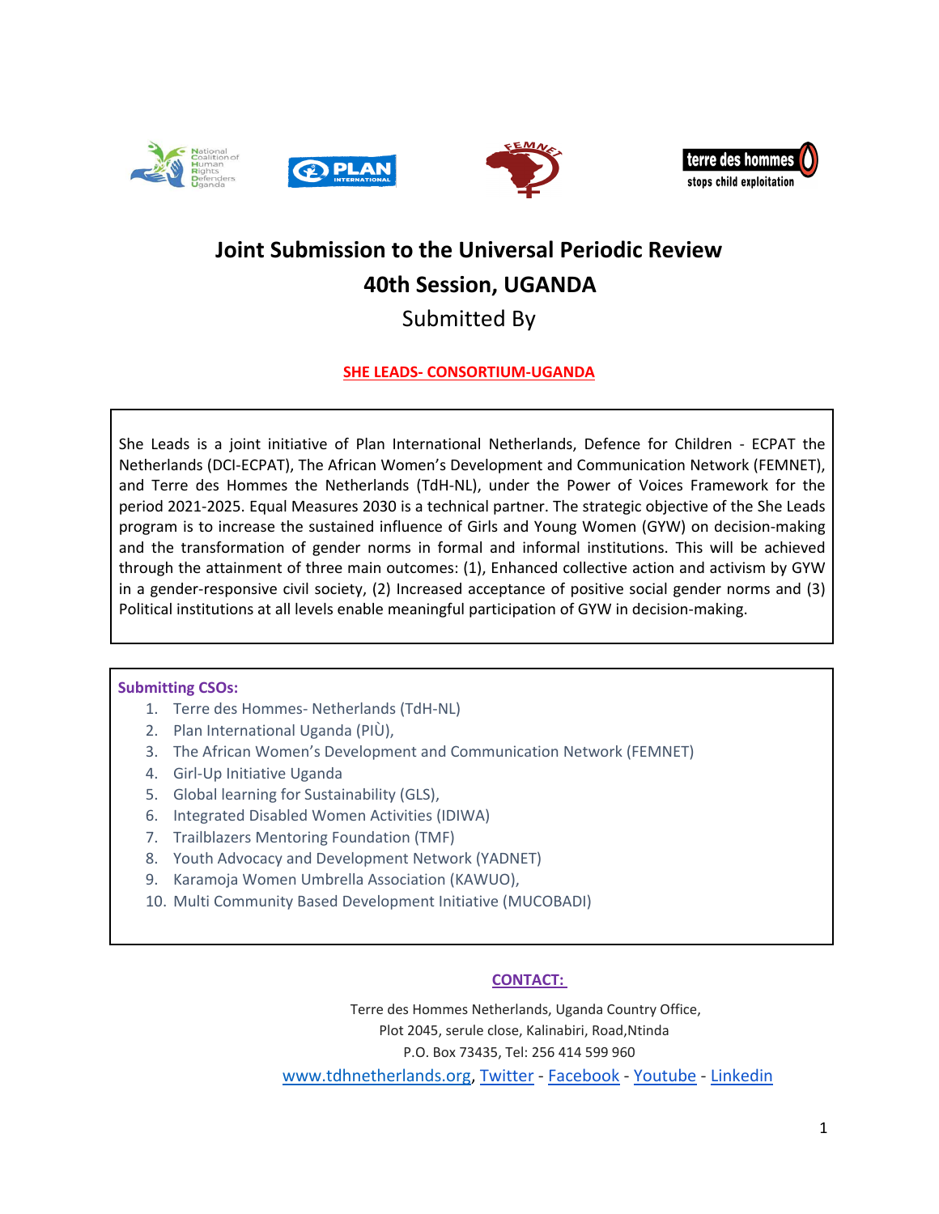# Joint Submission to the Universal Periodic Review

# 40th Session, UGANDA

Submitted By

**SHE LEADS- CONSORTIUM-UGANDA**

She Leads is a joint initiative of Plan International Netherlands, Defence for Children - ECPAT the Netherlands (DCI-ECPAT), The African Women's Development and Communication Network (FEMNET), and Terre des Hommes the Netherlands (TdH-NL), under the Power of Voices Framework for the period 2021-2025. Equal Measures 2030 is a technical partner. The strategic objective of the She Leads program is to increase the sustained influence of Girls and Young Women (GYW) on decision-making and the transformation of gender norms in formal and informal institutions. This will be achieved through the attainment of three main outcomes: (1), Enhanced collective action and activism by GYW in a gender-responsive civil society, (2) Increased acceptance of positive social gender norms and (3) Political institutions at all levels enable meaningful participation of GYW in decision-making.

**Submitting CSOs:**

1. Terre des Hommes- Netherlands (TdH-NL)
2. Plan International Uganda (PIÙ),
3. The African Women's Development and Communication Network (FEMNET)
4. Girl-Up Initiative Uganda
5. Global learning for Sustainability (GLS),
6. Integrated Disabled Women Activities (IDIWA)
7. Trailblazers Mentoring Foundation (TMF)
8. Youth Advocacy and Development Network (YADNET)
9. Karamoja Women Umbrella Association (KAWUO),
10. Multi Community Based Development Initiative (MUCOBADI)

**CONTACT:**

Terre des Hommes Netherlands, Uganda Country Office,
Plot 2045, serule close, Kalinabiri, Road,Ntinda
P.O. Box 73435, Tel: 256 414 599 960
www.tdhnetherlands.org, Twitter - Facebook - Youtube - Linkedin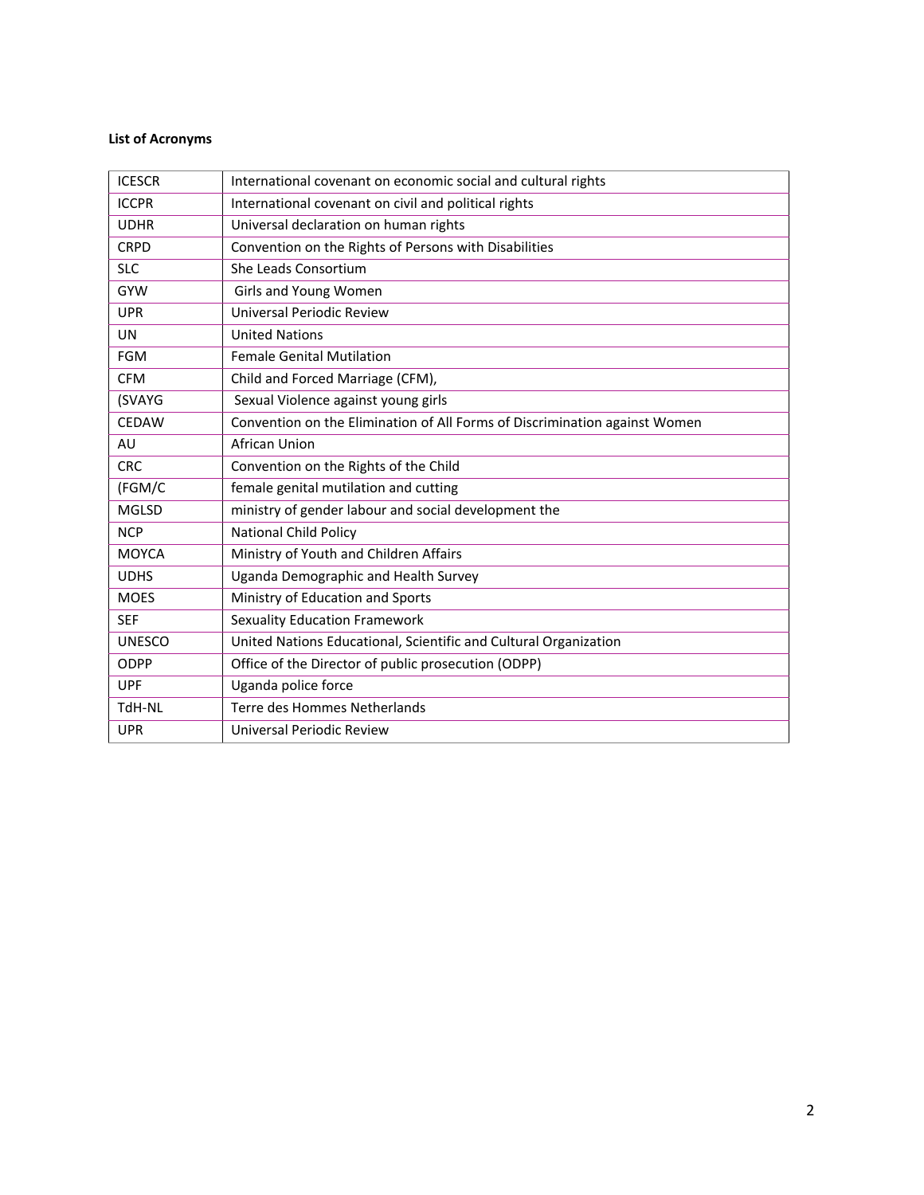**List of Acronyms**

| | |
|---|---|
| ICESCR | International covenant on economic social and cultural rights |
| ICCPR | International covenant on civil and political rights |
| UDHR | Universal declaration on human rights |
| CRPD | Convention on the Rights of Persons with Disabilities |
| SLC | She Leads Consortium |
| GYW | Girls and Young Women |
| UPR | Universal Periodic Review |
| UN | United Nations |
| FGM | Female Genital Mutilation |
| CFM | Child and Forced Marriage (CFM), |
| (SVAYG | Sexual Violence against young girls |
| CEDAW | Convention on the Elimination of All Forms of Discrimination against Women |
| AU | African Union |
| CRC | Convention on the Rights of the Child |
| (FGM/C | female genital mutilation and cutting |
| MGLSD | ministry of gender labour and social development the |
| NCP | National Child Policy |
| MOYCA | Ministry of Youth and Children Affairs |
| UDHS | Uganda Demographic and Health Survey |
| MOES | Ministry of Education and Sports |
| SEF | Sexuality Education Framework |
| UNESCO | United Nations Educational, Scientific and Cultural Organization |
| ODPP | Office of the Director of public prosecution (ODPP) |
| UPF | Uganda police force |
| TdH-NL | Terre des Hommes Netherlands |
| UPR | Universal Periodic Review |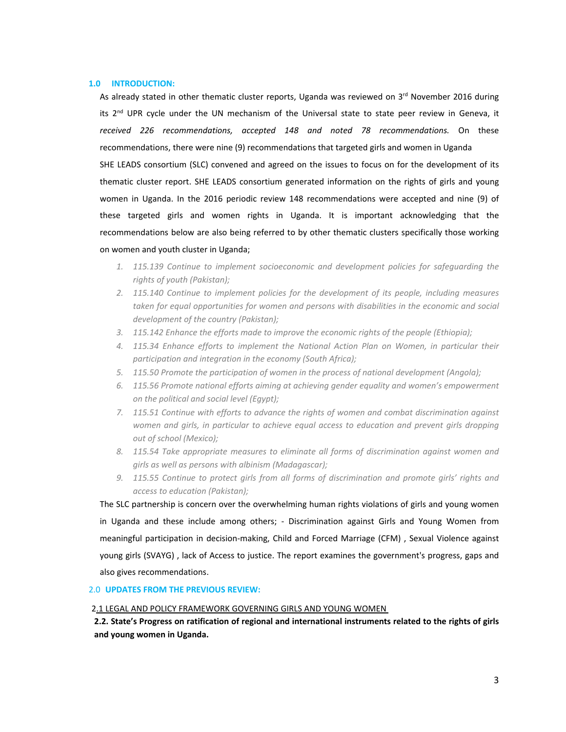## 1.0 INTRODUCTION:

As already stated in other thematic cluster reports, Uganda was reviewed on 3rd November 2016 during its 2nd UPR cycle under the UN mechanism of the Universal state to state peer review in Geneva, it *received 226 recommendations, accepted 148 and noted 78 recommendations.* On these recommendations, there were nine (9) recommendations that targeted girls and women in Uganda

SHE LEADS consortium (SLC) convened and agreed on the issues to focus on for the development of its thematic cluster report. SHE LEADS consortium generated information on the rights of girls and young women in Uganda. In the 2016 periodic review 148 recommendations were accepted and nine (9) of these targeted girls and women rights in Uganda. It is important acknowledging that the recommendations below are also being referred to by other thematic clusters specifically those working on women and youth cluster in Uganda;

1. *115.139 Continue to implement socioeconomic and development policies for safeguarding the rights of youth (Pakistan);*
2. *115.140 Continue to implement policies for the development of its people, including measures taken for equal opportunities for women and persons with disabilities in the economic and social development of the country (Pakistan);*
3. *115.142 Enhance the efforts made to improve the economic rights of the people (Ethiopia);*
4. *115.34 Enhance efforts to implement the National Action Plan on Women, in particular their participation and integration in the economy (South Africa);*
5. *115.50 Promote the participation of women in the process of national development (Angola);*
6. *115.56 Promote national efforts aiming at achieving gender equality and women's empowerment on the political and social level (Egypt);*
7. *115.51 Continue with efforts to advance the rights of women and combat discrimination against women and girls, in particular to achieve equal access to education and prevent girls dropping out of school (Mexico);*
8. *115.54 Take appropriate measures to eliminate all forms of discrimination against women and girls as well as persons with albinism (Madagascar);*
9. *115.55 Continue to protect girls from all forms of discrimination and promote girls' rights and access to education (Pakistan);*

The SLC partnership is concern over the overwhelming human rights violations of girls and young women in Uganda and these include among others; - Discrimination against Girls and Young Women from meaningful participation in decision-making, Child and Forced Marriage (CFM) , Sexual Violence against young girls (SVAYG) , lack of Access to justice. The report examines the government's progress, gaps and also gives recommendations.

## 2.0 UPDATES FROM THE PREVIOUS REVIEW:

### 2.1 LEGAL AND POLICY FRAMEWORK GOVERNING GIRLS AND YOUNG WOMEN

### 2.2. State's Progress on ratification of regional and international instruments related to the rights of girls and young women in Uganda.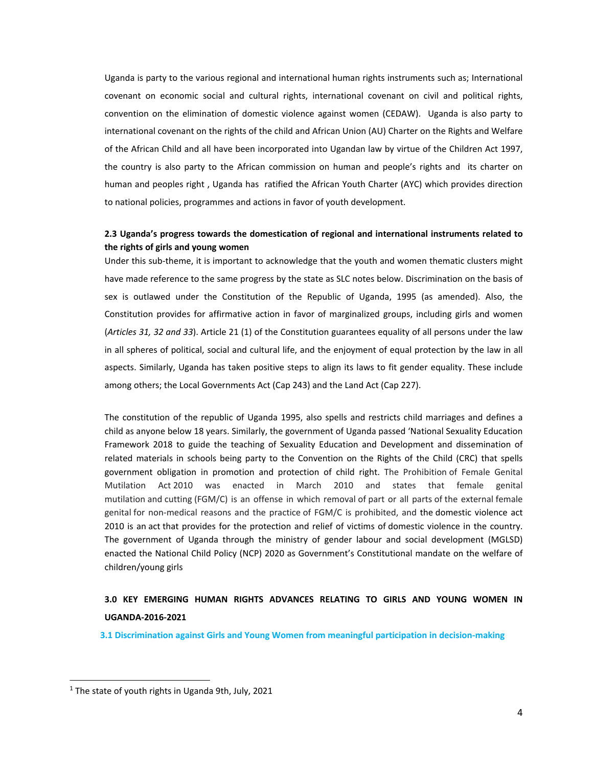Uganda is party to the various regional and international human rights instruments such as; International covenant on economic social and cultural rights, international covenant on civil and political rights, convention on the elimination of domestic violence against women (CEDAW). Uganda is also party to international covenant on the rights of the child and African Union (AU) Charter on the Rights and Welfare of the African Child and all have been incorporated into Ugandan law by virtue of the Children Act 1997, the country is also party to the African commission on human and people's rights and its charter on human and peoples right , Uganda has ratified the African Youth Charter (AYC) which provides direction to national policies, programmes and actions in favor of youth development.

**2.3 Uganda's progress towards the domestication of regional and international instruments related to the rights of girls and young women**

Under this sub-theme, it is important to acknowledge that the youth and women thematic clusters might have made reference to the same progress by the state as SLC notes below. Discrimination on the basis of sex is outlawed under the Constitution of the Republic of Uganda, 1995 (as amended). Also, the Constitution provides for affirmative action in favor of marginalized groups, including girls and women (*Articles 31, 32 and 33*). Article 21 (1) of the Constitution guarantees equality of all persons under the law in all spheres of political, social and cultural life, and the enjoyment of equal protection by the law in all aspects. Similarly, Uganda has taken positive steps to align its laws to fit gender equality. These include among others; the Local Governments Act (Cap 243) and the Land Act (Cap 227).

The constitution of the republic of Uganda 1995, also spells and restricts child marriages and defines a child as anyone below 18 years. Similarly, the government of Uganda passed 'National Sexuality Education Framework 2018 to guide the teaching of Sexuality Education and Development and dissemination of related materials in schools being party to the Convention on the Rights of the Child (CRC) that spells government obligation in promotion and protection of child right. The Prohibition of Female Genital Mutilation Act 2010 was enacted in March 2010 and states that female genital mutilation and cutting (FGM/C) is an offense in which removal of part or all parts of the external female genital for non-medical reasons and the practice of FGM/C is prohibited, and the domestic violence act 2010 is an act that provides for the protection and relief of victims of domestic violence in the country. The government of Uganda through the ministry of gender labour and social development (MGLSD) enacted the National Child Policy (NCP) 2020 as Government's Constitutional mandate on the welfare of children/young girls

## 3.0 KEY EMERGING HUMAN RIGHTS ADVANCES RELATING TO GIRLS AND YOUNG WOMEN IN UGANDA-2016-2021

### 3.1 Discrimination against Girls and Young Women from meaningful participation in decision-making

---

[1] The state of youth rights in Uganda 9th, July, 2021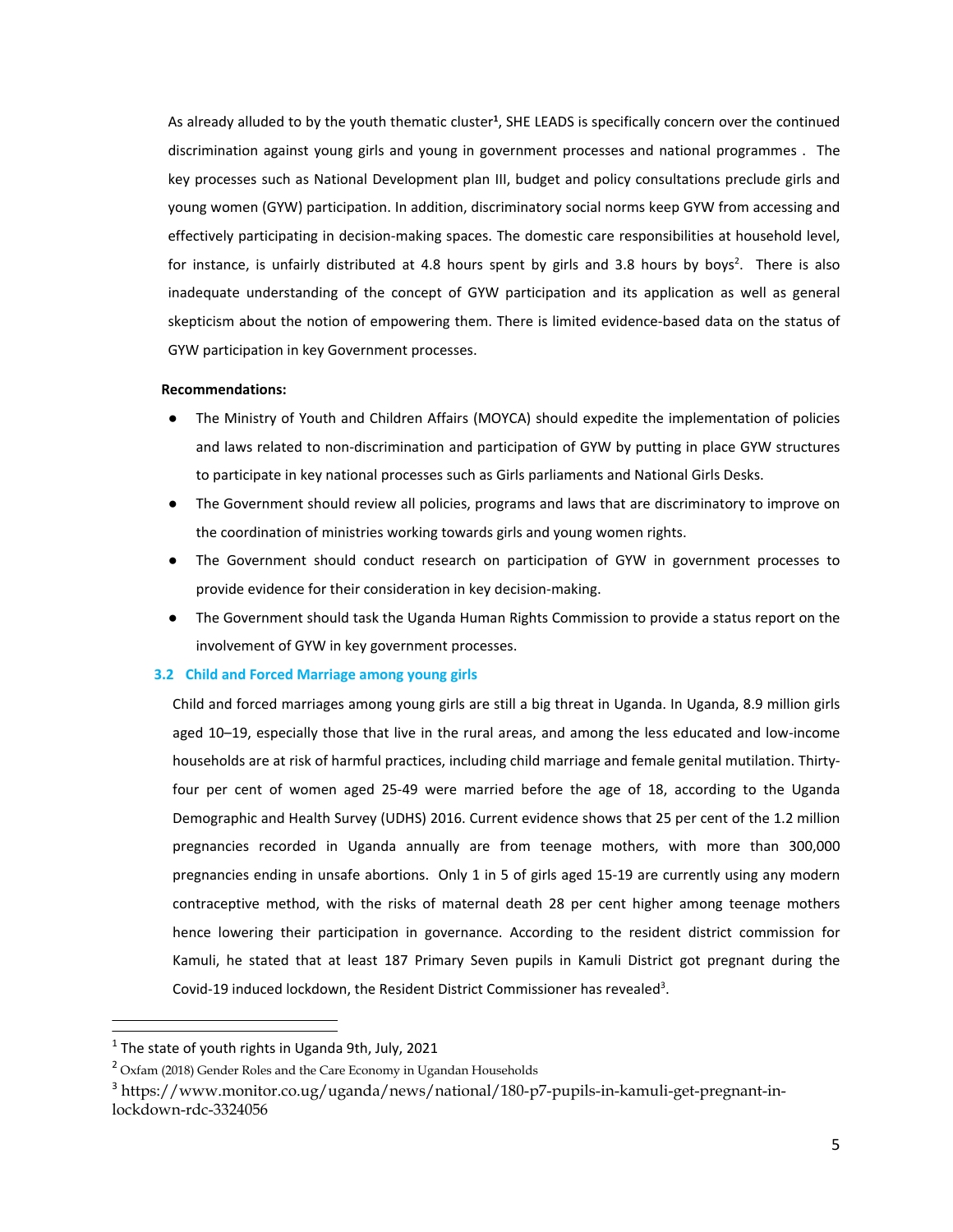As already alluded to by the youth thematic cluster[1], SHE LEADS is specifically concern over the continued discrimination against young girls and young in government processes and national programmes . The key processes such as National Development plan III, budget and policy consultations preclude girls and young women (GYW) participation. In addition, discriminatory social norms keep GYW from accessing and effectively participating in decision-making spaces. The domestic care responsibilities at household level, for instance, is unfairly distributed at 4.8 hours spent by girls and 3.8 hours by boys[2]. There is also inadequate understanding of the concept of GYW participation and its application as well as general skepticism about the notion of empowering them. There is limited evidence-based data on the status of GYW participation in key Government processes.

**Recommendations:**

- The Ministry of Youth and Children Affairs (MOYCA) should expedite the implementation of policies and laws related to non-discrimination and participation of GYW by putting in place GYW structures to participate in key national processes such as Girls parliaments and National Girls Desks.
- The Government should review all policies, programs and laws that are discriminatory to improve on the coordination of ministries working towards girls and young women rights.
- The Government should conduct research on participation of GYW in government processes to provide evidence for their consideration in key decision-making.
- The Government should task the Uganda Human Rights Commission to provide a status report on the involvement of GYW in key government processes.

### 3.2 Child and Forced Marriage among young girls

Child and forced marriages among young girls are still a big threat in Uganda. In Uganda, 8.9 million girls aged 10–19, especially those that live in the rural areas, and among the less educated and low-income households are at risk of harmful practices, including child marriage and female genital mutilation. Thirty-four per cent of women aged 25-49 were married before the age of 18, according to the Uganda Demographic and Health Survey (UDHS) 2016. Current evidence shows that 25 per cent of the 1.2 million pregnancies recorded in Uganda annually are from teenage mothers, with more than 300,000 pregnancies ending in unsafe abortions. Only 1 in 5 of girls aged 15-19 are currently using any modern contraceptive method, with the risks of maternal death 28 per cent higher among teenage mothers hence lowering their participation in governance. According to the resident district commission for Kamuli, he stated that at least 187 Primary Seven pupils in Kamuli District got pregnant during the Covid-19 induced lockdown, the Resident District Commissioner has revealed[3].

---

[1] The state of youth rights in Uganda 9th, July, 2021

[2] Oxfam (2018) Gender Roles and the Care Economy in Ugandan Households

[3] https://www.monitor.co.ug/uganda/news/national/180-p7-pupils-in-kamuli-get-pregnant-in-lockdown-rdc-3324056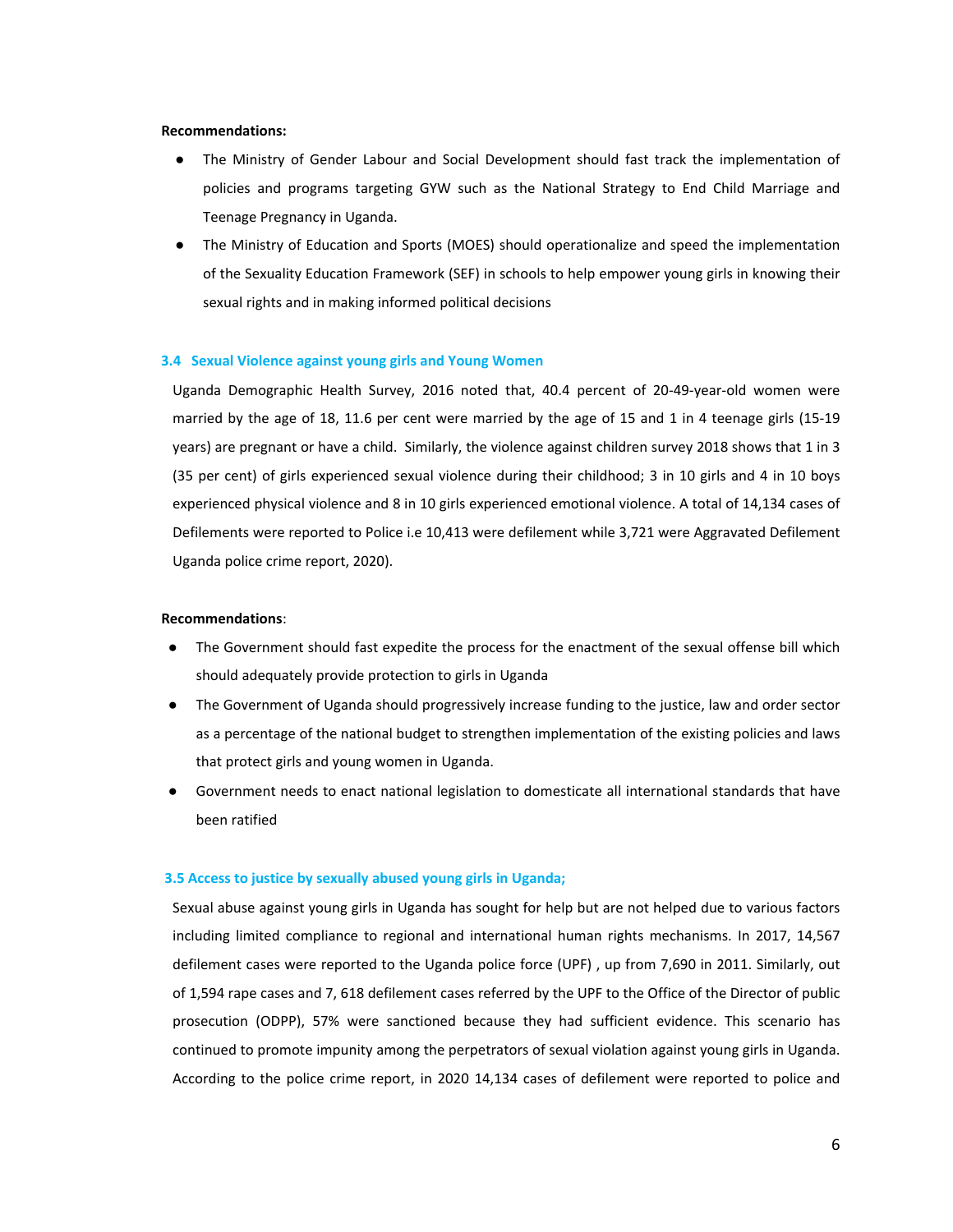**Recommendations:**

- The Ministry of Gender Labour and Social Development should fast track the implementation of policies and programs targeting GYW such as the National Strategy to End Child Marriage and Teenage Pregnancy in Uganda.
- The Ministry of Education and Sports (MOES) should operationalize and speed the implementation of the Sexuality Education Framework (SEF) in schools to help empower young girls in knowing their sexual rights and in making informed political decisions

### 3.4 Sexual Violence against young girls and Young Women

Uganda Demographic Health Survey, 2016 noted that, 40.4 percent of 20-49-year-old women were married by the age of 18, 11.6 per cent were married by the age of 15 and 1 in 4 teenage girls (15-19 years) are pregnant or have a child. Similarly, the violence against children survey 2018 shows that 1 in 3 (35 per cent) of girls experienced sexual violence during their childhood; 3 in 10 girls and 4 in 10 boys experienced physical violence and 8 in 10 girls experienced emotional violence. A total of 14,134 cases of Defilements were reported to Police i.e 10,413 were defilement while 3,721 were Aggravated Defilement Uganda police crime report, 2020).

**Recommendations**:

- The Government should fast expedite the process for the enactment of the sexual offense bill which should adequately provide protection to girls in Uganda
- The Government of Uganda should progressively increase funding to the justice, law and order sector as a percentage of the national budget to strengthen implementation of the existing policies and laws that protect girls and young women in Uganda.
- Government needs to enact national legislation to domesticate all international standards that have been ratified

### 3.5 Access to justice by sexually abused young girls in Uganda;

Sexual abuse against young girls in Uganda has sought for help but are not helped due to various factors including limited compliance to regional and international human rights mechanisms. In 2017, 14,567 defilement cases were reported to the Uganda police force (UPF) , up from 7,690 in 2011. Similarly, out of 1,594 rape cases and 7, 618 defilement cases referred by the UPF to the Office of the Director of public prosecution (ODPP), 57% were sanctioned because they had sufficient evidence. This scenario has continued to promote impunity among the perpetrators of sexual violation against young girls in Uganda. According to the police crime report, in 2020 14,134 cases of defilement were reported to police and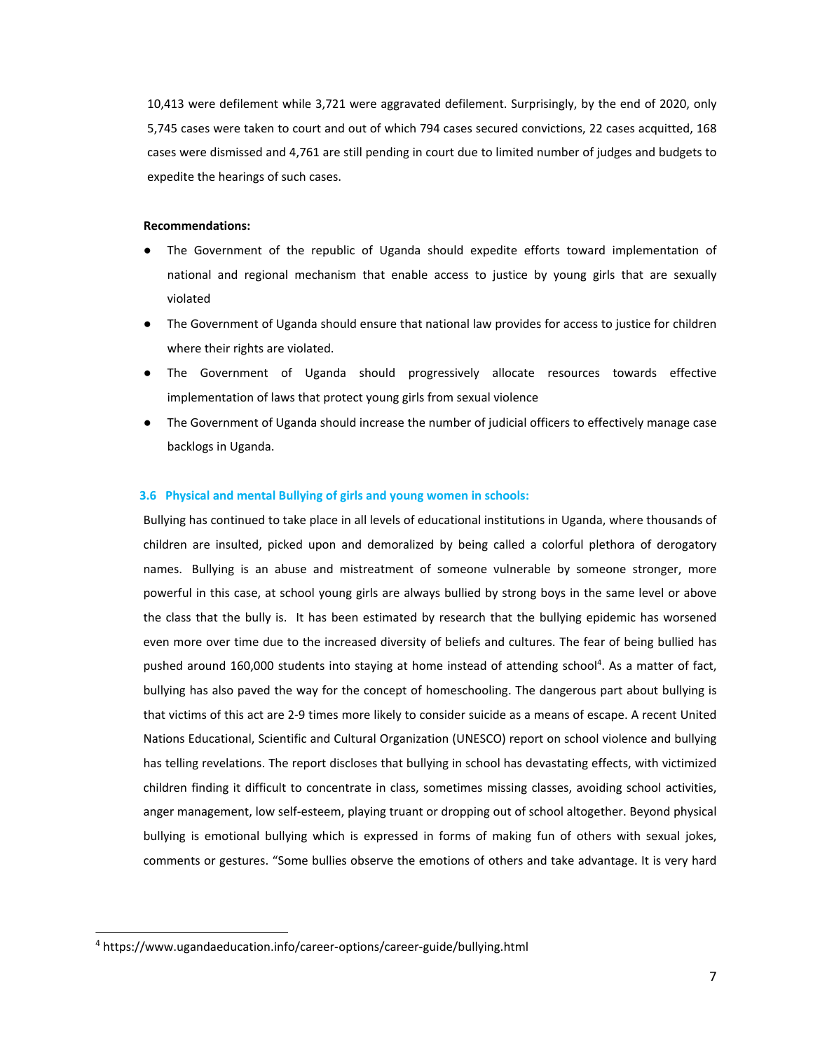10,413 were defilement while 3,721 were aggravated defilement. Surprisingly, by the end of 2020, only 5,745 cases were taken to court and out of which 794 cases secured convictions, 22 cases acquitted, 168 cases were dismissed and 4,761 are still pending in court due to limited number of judges and budgets to expedite the hearings of such cases.

**Recommendations:**

- The Government of the republic of Uganda should expedite efforts toward implementation of national and regional mechanism that enable access to justice by young girls that are sexually violated
- The Government of Uganda should ensure that national law provides for access to justice for children where their rights are violated.
- The Government of Uganda should progressively allocate resources towards effective implementation of laws that protect young girls from sexual violence
- The Government of Uganda should increase the number of judicial officers to effectively manage case backlogs in Uganda.

### 3.6 Physical and mental Bullying of girls and young women in schools:

Bullying has continued to take place in all levels of educational institutions in Uganda, where thousands of children are insulted, picked upon and demoralized by being called a colorful plethora of derogatory names. Bullying is an abuse and mistreatment of someone vulnerable by someone stronger, more powerful in this case, at school young girls are always bullied by strong boys in the same level or above the class that the bully is. It has been estimated by research that the bullying epidemic has worsened even more over time due to the increased diversity of beliefs and cultures. The fear of being bullied has pushed around 160,000 students into staying at home instead of attending school[4]. As a matter of fact, bullying has also paved the way for the concept of homeschooling. The dangerous part about bullying is that victims of this act are 2-9 times more likely to consider suicide as a means of escape. A recent United Nations Educational, Scientific and Cultural Organization (UNESCO) report on school violence and bullying has telling revelations. The report discloses that bullying in school has devastating effects, with victimized children finding it difficult to concentrate in class, sometimes missing classes, avoiding school activities, anger management, low self-esteem, playing truant or dropping out of school altogether. Beyond physical bullying is emotional bullying which is expressed in forms of making fun of others with sexual jokes, comments or gestures. "Some bullies observe the emotions of others and take advantage. It is very hard

[4] https://www.ugandaeducation.info/career-options/career-guide/bullying.html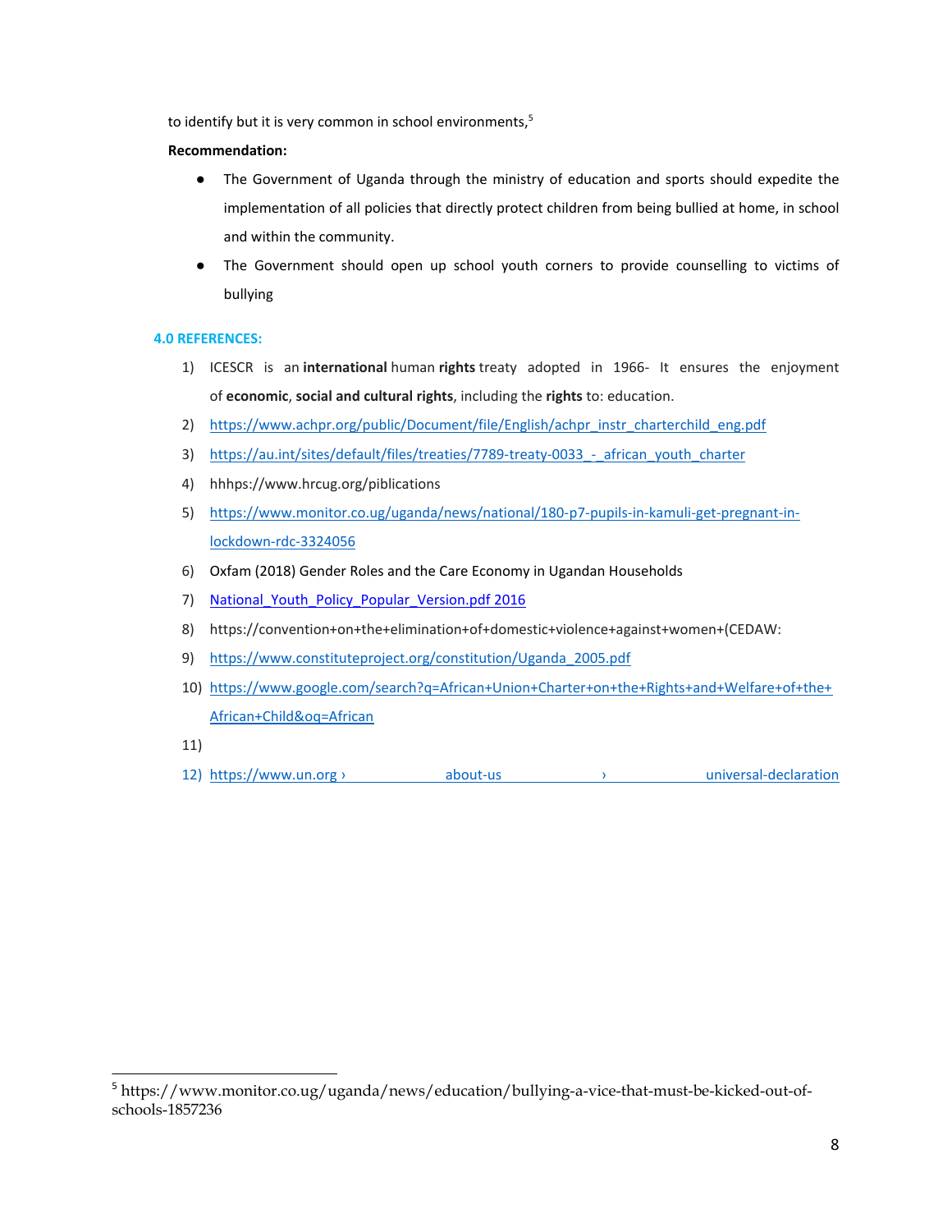to identify but it is very common in school environments,[5]

**Recommendation:**

- The Government of Uganda through the ministry of education and sports should expedite the implementation of all policies that directly protect children from being bullied at home, in school and within the community.
- The Government should open up school youth corners to provide counselling to victims of bullying

## 4.0 REFERENCES:

1) ICESCR is an **international** human **rights** treaty adopted in 1966- It ensures the enjoyment of **economic**, **social and cultural rights**, including the **rights** to: education.
2) https://www.achpr.org/public/Document/file/English/achpr_instr_charterchild_eng.pdf
3) https://au.int/sites/default/files/treaties/7789-treaty-0033_-_african_youth_charter
4) hhhps://www.hrcug.org/piblications
5) https://www.monitor.co.ug/uganda/news/national/180-p7-pupils-in-kamuli-get-pregnant-in-lockdown-rdc-3324056
6) Oxfam (2018) Gender Roles and the Care Economy in Ugandan Households
7) National_Youth_Policy_Popular_Version.pdf 2016
8) https://convention+on+the+elimination+of+domestic+violence+against+women+(CEDAW:
9) https://www.constituteproject.org/constitution/Uganda_2005.pdf
10) https://www.google.com/search?q=African+Union+Charter+on+the+Rights+and+Welfare+of+the+African+Child&oq=African
11) 
12) https://www.un.org › about-us › universal-declaration

[5] https://www.monitor.co.ug/uganda/news/education/bullying-a-vice-that-must-be-kicked-out-of-schools-1857236